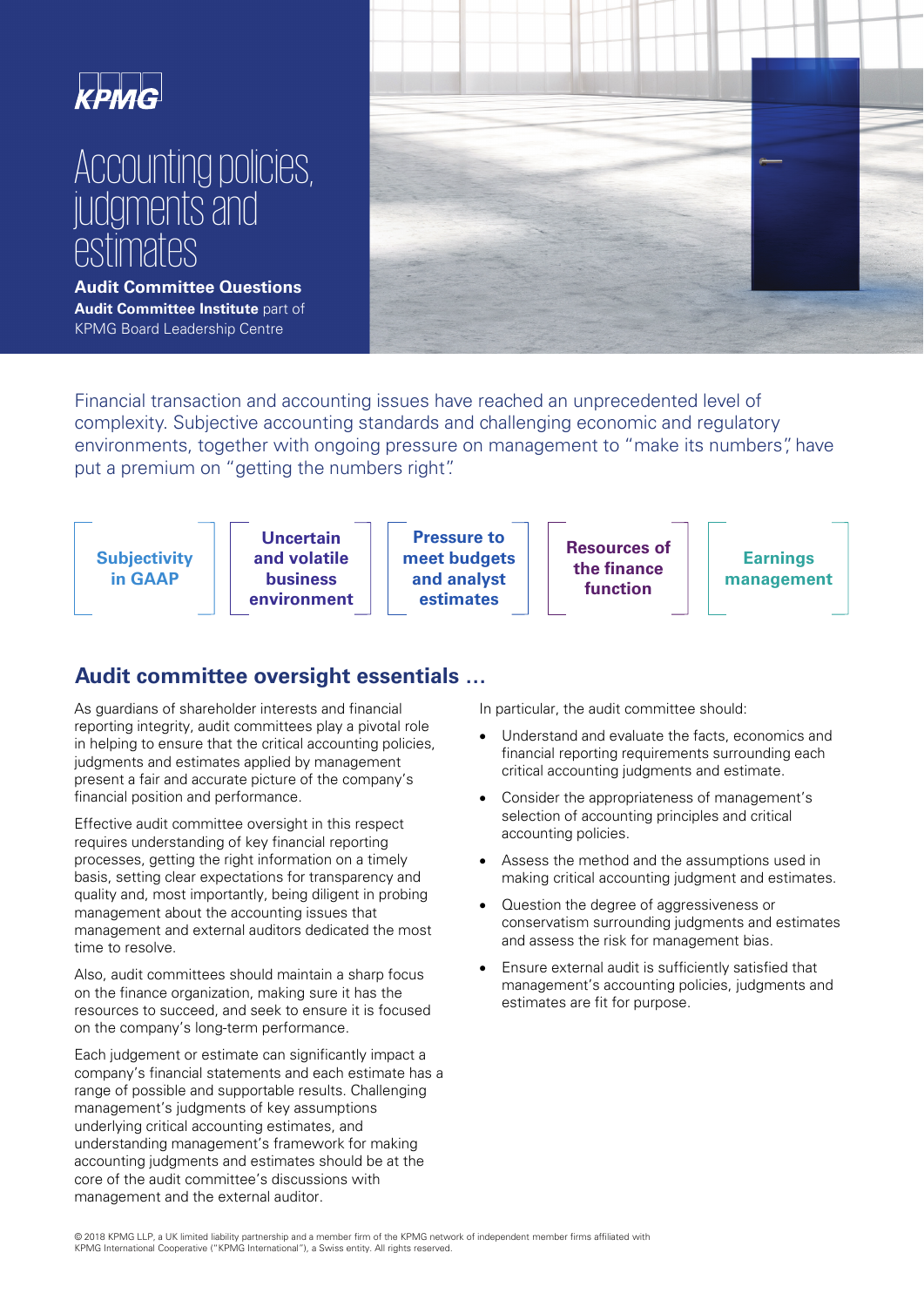KPMG

# Accounting policies, judgments and estimates

**Audit Committee Questions**

**Audit Committee Institute** part of KPMG Board Leadership Centre

Financial transaction and accounting issues have reached an unprecedented level of complexity. Subjective accounting standards and challenging economic and regulatory environments, together with ongoing pressure on management to "make its numbers", have put a premium on "getting the numbers right".

- **Subjectivity in GAAP**
- **Uncertain and volatile business environment**
- **Pressure to meet budgets and analyst estimates**
- **Resources of the finance function**
- **Earnings management**

## Audit committee oversight essentials …

As guardians of shareholder interests and financial reporting integrity, audit committees play a pivotal role in helping to ensure that the critical accounting policies, judgments and estimates applied by management present a fair and accurate picture of the company's financial position and performance.

Effective audit committee oversight in this respect requires understanding of key financial reporting processes, getting the right information on a timely basis, setting clear expectations for transparency and quality and, most importantly, being diligent in probing management about the accounting issues that management and external auditors dedicated the most time to resolve.

Also, audit committees should maintain a sharp focus on the finance organization, making sure it has the resources to succeed, and seek to ensure it is focused on the company's long-term performance.

Each judgement or estimate can significantly impact a company's financial statements and each estimate has a range of possible and supportable results. Challenging management's judgments of key assumptions underlying critical accounting estimates, and understanding management's framework for making accounting judgments and estimates should be at the core of the audit committee's discussions with management and the external auditor.

In particular, the audit committee should:

- Understand and evaluate the facts, economics and financial reporting requirements surrounding each critical accounting judgments and estimate.
- Consider the appropriateness of management's selection of accounting principles and critical accounting policies.
- Assess the method and the assumptions used in making critical accounting judgment and estimates.
- Question the degree of aggressiveness or conservatism surrounding judgments and estimates and assess the risk for management bias.
- Ensure external audit is sufficiently satisfied that management's accounting policies, judgments and estimates are fit for purpose.

© 2018 KPMG LLP, a UK limited liability partnership and a member firm of the KPMG network of independent member firms affiliated with KPMG International Cooperative ("KPMG International"), a Swiss entity. All rights reserved.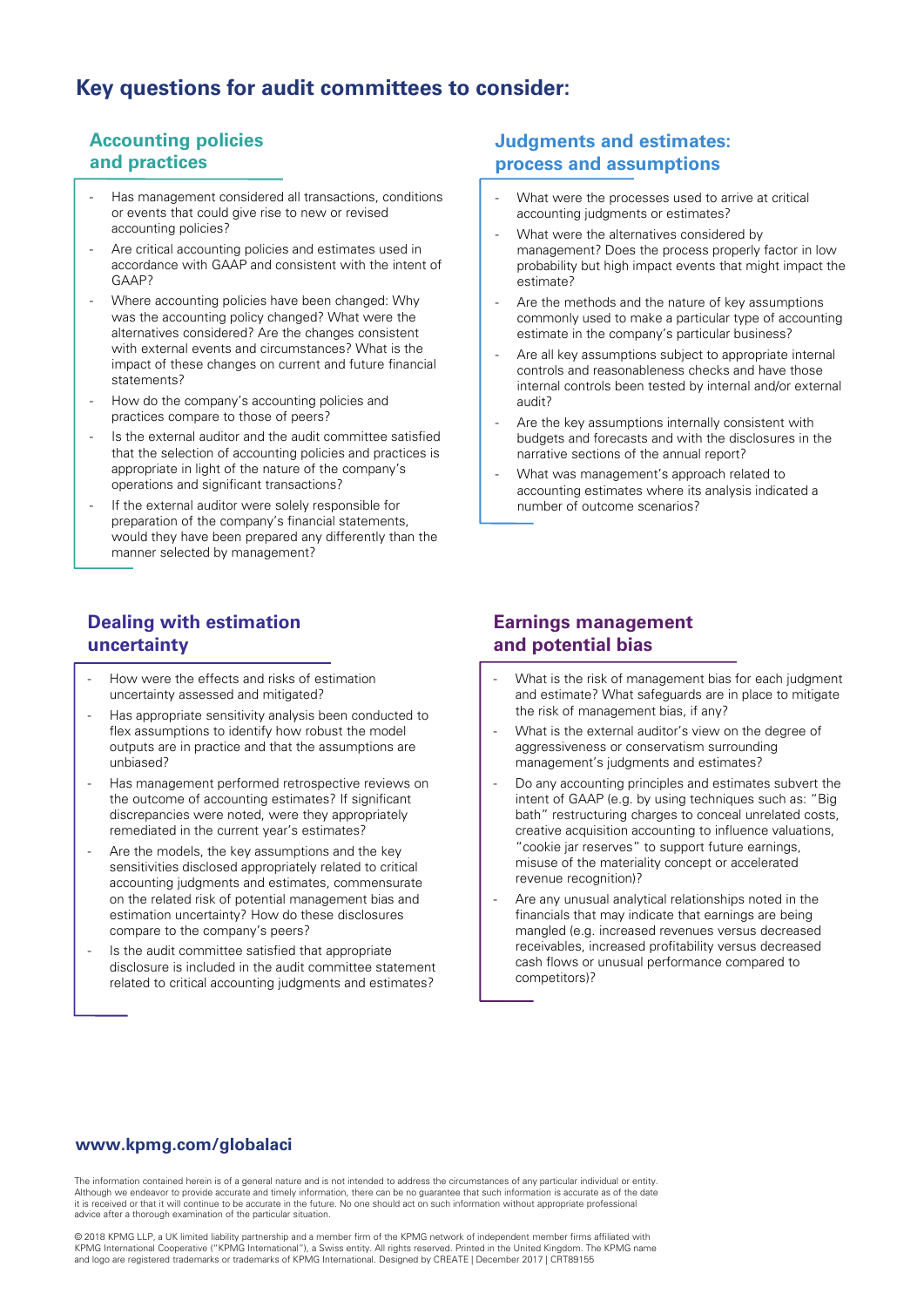# Key questions for audit committees to consider:

## Accounting policies and practices

- Has management considered all transactions, conditions or events that could give rise to new or revised accounting policies?
- Are critical accounting policies and estimates used in accordance with GAAP and consistent with the intent of GAAP?
- Where accounting policies have been changed: Why was the accounting policy changed? What were the alternatives considered? Are the changes consistent with external events and circumstances? What is the impact of these changes on current and future financial statements?
- How do the company's accounting policies and practices compare to those of peers?
- Is the external auditor and the audit committee satisfied that the selection of accounting policies and practices is appropriate in light of the nature of the company's operations and significant transactions?
- If the external auditor were solely responsible for preparation of the company's financial statements, would they have been prepared any differently than the manner selected by management?

## Judgments and estimates: process and assumptions

- What were the processes used to arrive at critical accounting judgments or estimates?
- What were the alternatives considered by management? Does the process properly factor in low probability but high impact events that might impact the estimate?
- Are the methods and the nature of key assumptions commonly used to make a particular type of accounting estimate in the company's particular business?
- Are all key assumptions subject to appropriate internal controls and reasonableness checks and have those internal controls been tested by internal and/or external audit?
- Are the key assumptions internally consistent with budgets and forecasts and with the disclosures in the narrative sections of the annual report?
- What was management's approach related to accounting estimates where its analysis indicated a number of outcome scenarios?

## Dealing with estimation uncertainty

- How were the effects and risks of estimation uncertainty assessed and mitigated?
- Has appropriate sensitivity analysis been conducted to flex assumptions to identify how robust the model outputs are in practice and that the assumptions are unbiased?
- Has management performed retrospective reviews on the outcome of accounting estimates? If significant discrepancies were noted, were they appropriately remediated in the current year's estimates?
- Are the models, the key assumptions and the key sensitivities disclosed appropriately related to critical accounting judgments and estimates, commensurate on the related risk of potential management bias and estimation uncertainty? How do these disclosures compare to the company's peers?
- Is the audit committee satisfied that appropriate disclosure is included in the audit committee statement related to critical accounting judgments and estimates?

## Earnings management and potential bias

- What is the risk of management bias for each judgment and estimate? What safeguards are in place to mitigate the risk of management bias, if any?
- What is the external auditor's view on the degree of aggressiveness or conservatism surrounding management's judgments and estimates?
- Do any accounting principles and estimates subvert the intent of GAAP (e.g. by using techniques such as: "Big bath" restructuring charges to conceal unrelated costs, creative acquisition accounting to influence valuations, "cookie jar reserves" to support future earnings, misuse of the materiality concept or accelerated revenue recognition)?
- Are any unusual analytical relationships noted in the financials that may indicate that earnings are being mangled (e.g. increased revenues versus decreased receivables, increased profitability versus decreased cash flows or unusual performance compared to competitors)?

**www.kpmg.com/globalaci**

The information contained herein is of a general nature and is not intended to address the circumstances of any particular individual or entity. Although we endeavor to provide accurate and timely information, there can be no guarantee that such information is accurate as of the date it is received or that it will continue to be accurate in the future. No one should act on such information without appropriate professional advice after a thorough examination of the particular situation.

© 2018 KPMG LLP, a UK limited liability partnership and a member firm of the KPMG network of independent member firms affiliated with KPMG International Cooperative ("KPMG International"), a Swiss entity. All rights reserved. Printed in the United Kingdom. The KPMG name and logo are registered trademarks or trademarks of KPMG International. Designed by CREATE | December 2017 | CRT89155